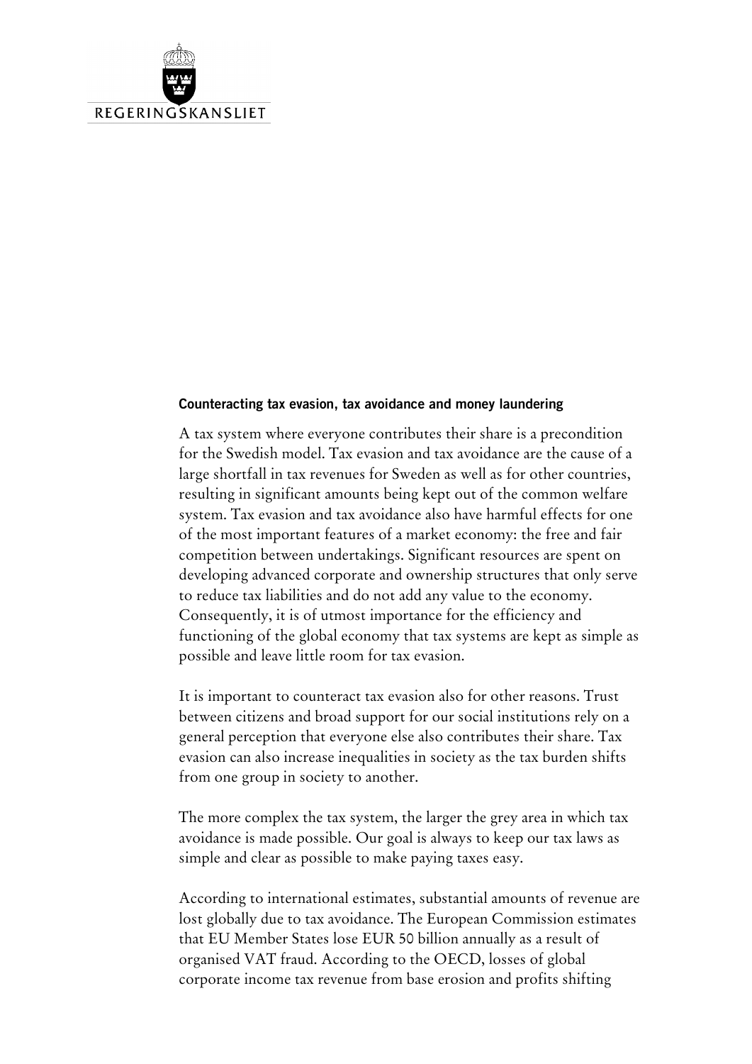REGERINGSKANSLIET

### Counteracting tax evasion, tax avoidance and money laundering

A tax system where everyone contributes their share is a precondition for the Swedish model. Tax evasion and tax avoidance are the cause of a large shortfall in tax revenues for Sweden as well as for other countries, resulting in significant amounts being kept out of the common welfare system. Tax evasion and tax avoidance also have harmful effects for one of the most important features of a market economy: the free and fair competition between undertakings. Significant resources are spent on developing advanced corporate and ownership structures that only serve to reduce tax liabilities and do not add any value to the economy. Consequently, it is of utmost importance for the efficiency and functioning of the global economy that tax systems are kept as simple as possible and leave little room for tax evasion.

It is important to counteract tax evasion also for other reasons. Trust between citizens and broad support for our social institutions rely on a general perception that everyone else also contributes their share. Tax evasion can also increase inequalities in society as the tax burden shifts from one group in society to another.

The more complex the tax system, the larger the grey area in which tax avoidance is made possible. Our goal is always to keep our tax laws as simple and clear as possible to make paying taxes easy.

According to international estimates, substantial amounts of revenue are lost globally due to tax avoidance. The European Commission estimates that EU Member States lose EUR 50 billion annually as a result of organised VAT fraud. According to the OECD, losses of global corporate income tax revenue from base erosion and profits shifting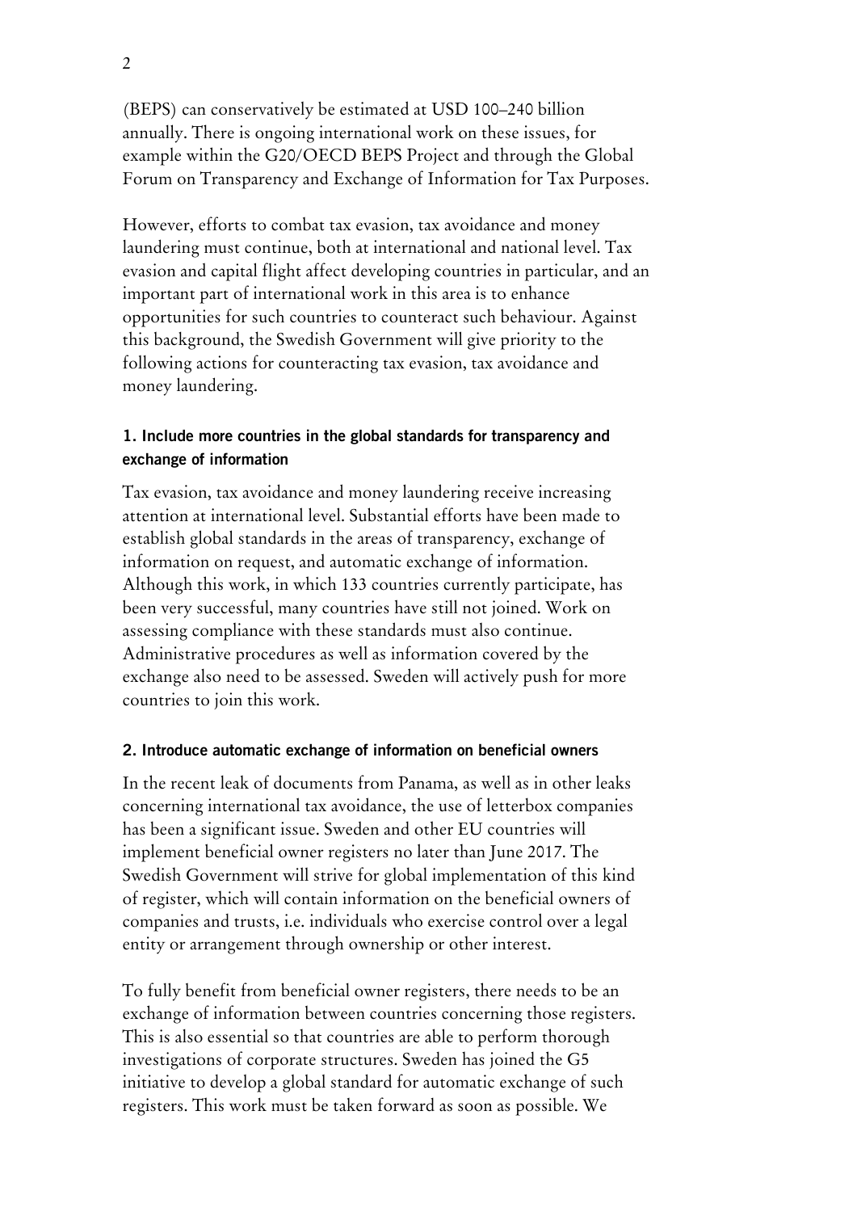(BEPS) can conservatively be estimated at USD 100–240 billion annually. There is ongoing international work on these issues, for example within the G20/OECD BEPS Project and through the Global Forum on Transparency and Exchange of Information for Tax Purposes.

However, efforts to combat tax evasion, tax avoidance and money laundering must continue, both at international and national level. Tax evasion and capital flight affect developing countries in particular, and an important part of international work in this area is to enhance opportunities for such countries to counteract such behaviour. Against this background, the Swedish Government will give priority to the following actions for counteracting tax evasion, tax avoidance and money laundering.

### 1. Include more countries in the global standards for transparency and exchange of information

Tax evasion, tax avoidance and money laundering receive increasing attention at international level. Substantial efforts have been made to establish global standards in the areas of transparency, exchange of information on request, and automatic exchange of information. Although this work, in which 133 countries currently participate, has been very successful, many countries have still not joined. Work on assessing compliance with these standards must also continue. Administrative procedures as well as information covered by the exchange also need to be assessed. Sweden will actively push for more countries to join this work.

### 2. Introduce automatic exchange of information on beneficial owners

In the recent leak of documents from Panama, as well as in other leaks concerning international tax avoidance, the use of letterbox companies has been a significant issue. Sweden and other EU countries will implement beneficial owner registers no later than June 2017. The Swedish Government will strive for global implementation of this kind of register, which will contain information on the beneficial owners of companies and trusts, i.e. individuals who exercise control over a legal entity or arrangement through ownership or other interest.

To fully benefit from beneficial owner registers, there needs to be an exchange of information between countries concerning those registers. This is also essential so that countries are able to perform thorough investigations of corporate structures. Sweden has joined the G5 initiative to develop a global standard for automatic exchange of such registers. This work must be taken forward as soon as possible. We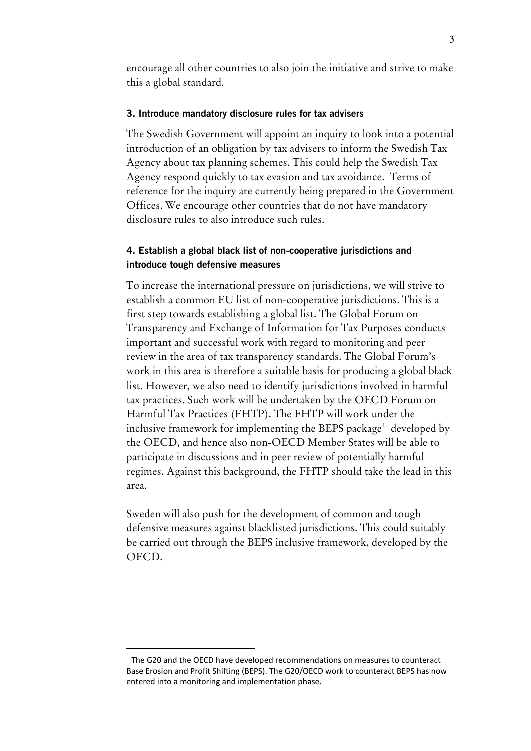encourage all other countries to also join the initiative and strive to make this a global standard.

### 3. Introduce mandatory disclosure rules for tax advisers

The Swedish Government will appoint an inquiry to look into a potential introduction of an obligation by tax advisers to inform the Swedish Tax Agency about tax planning schemes. This could help the Swedish Tax Agency respond quickly to tax evasion and tax avoidance. Terms of reference for the inquiry are currently being prepared in the Government Offices. We encourage other countries that do not have mandatory disclosure rules to also introduce such rules.

### 4. Establish a global black list of non-cooperative jurisdictions and introduce tough defensive measures

To increase the international pressure on jurisdictions, we will strive to establish a common EU list of non-cooperative jurisdictions. This is a first step towards establishing a global list. The Global Forum on Transparency and Exchange of Information for Tax Purposes conducts important and successful work with regard to monitoring and peer review in the area of tax transparency standards. The Global Forum's work in this area is therefore a suitable basis for producing a global black list. However, we also need to identify jurisdictions involved in harmful tax practices. Such work will be undertaken by the OECD Forum on Harmful Tax Practices (FHTP). The FHTP will work under the inclusive framework for implementing the BEPS package[1] developed by the OECD, and hence also non-OECD Member States will be able to participate in discussions and in peer review of potentially harmful regimes. Against this background, the FHTP should take the lead in this area.

Sweden will also push for the development of common and tough defensive measures against blacklisted jurisdictions. This could suitably be carried out through the BEPS inclusive framework, developed by the OECD.

---

[1] The G20 and the OECD have developed recommendations on measures to counteract Base Erosion and Profit Shifting (BEPS). The G20/OECD work to counteract BEPS has now entered into a monitoring and implementation phase.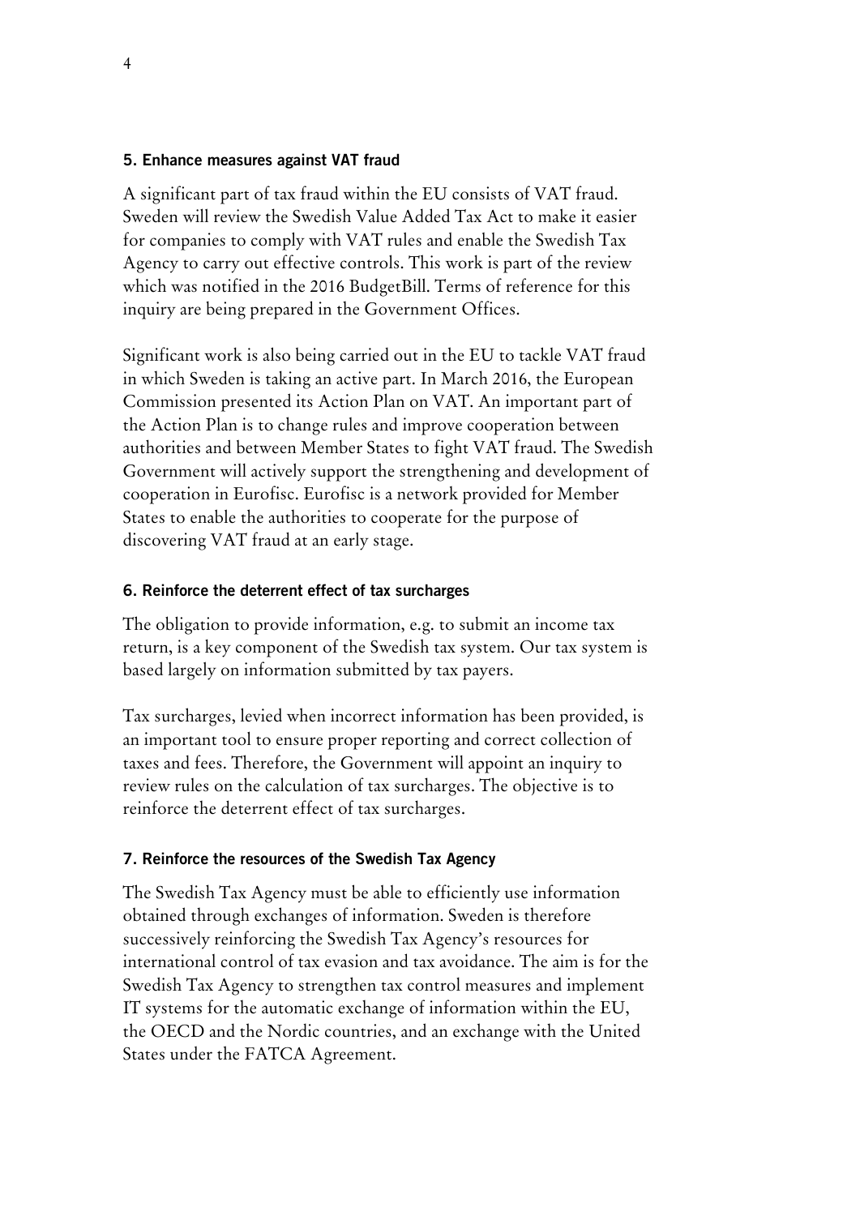### 5. Enhance measures against VAT fraud

A significant part of tax fraud within the EU consists of VAT fraud. Sweden will review the Swedish Value Added Tax Act to make it easier for companies to comply with VAT rules and enable the Swedish Tax Agency to carry out effective controls. This work is part of the review which was notified in the 2016 BudgetBill. Terms of reference for this inquiry are being prepared in the Government Offices.

Significant work is also being carried out in the EU to tackle VAT fraud in which Sweden is taking an active part. In March 2016, the European Commission presented its Action Plan on VAT. An important part of the Action Plan is to change rules and improve cooperation between authorities and between Member States to fight VAT fraud. The Swedish Government will actively support the strengthening and development of cooperation in Eurofisc. Eurofisc is a network provided for Member States to enable the authorities to cooperate for the purpose of discovering VAT fraud at an early stage.

### 6. Reinforce the deterrent effect of tax surcharges

The obligation to provide information, e.g. to submit an income tax return, is a key component of the Swedish tax system. Our tax system is based largely on information submitted by tax payers.

Tax surcharges, levied when incorrect information has been provided, is an important tool to ensure proper reporting and correct collection of taxes and fees. Therefore, the Government will appoint an inquiry to review rules on the calculation of tax surcharges. The objective is to reinforce the deterrent effect of tax surcharges.

### 7. Reinforce the resources of the Swedish Tax Agency

The Swedish Tax Agency must be able to efficiently use information obtained through exchanges of information. Sweden is therefore successively reinforcing the Swedish Tax Agency's resources for international control of tax evasion and tax avoidance. The aim is for the Swedish Tax Agency to strengthen tax control measures and implement IT systems for the automatic exchange of information within the EU, the OECD and the Nordic countries, and an exchange with the United States under the FATCA Agreement.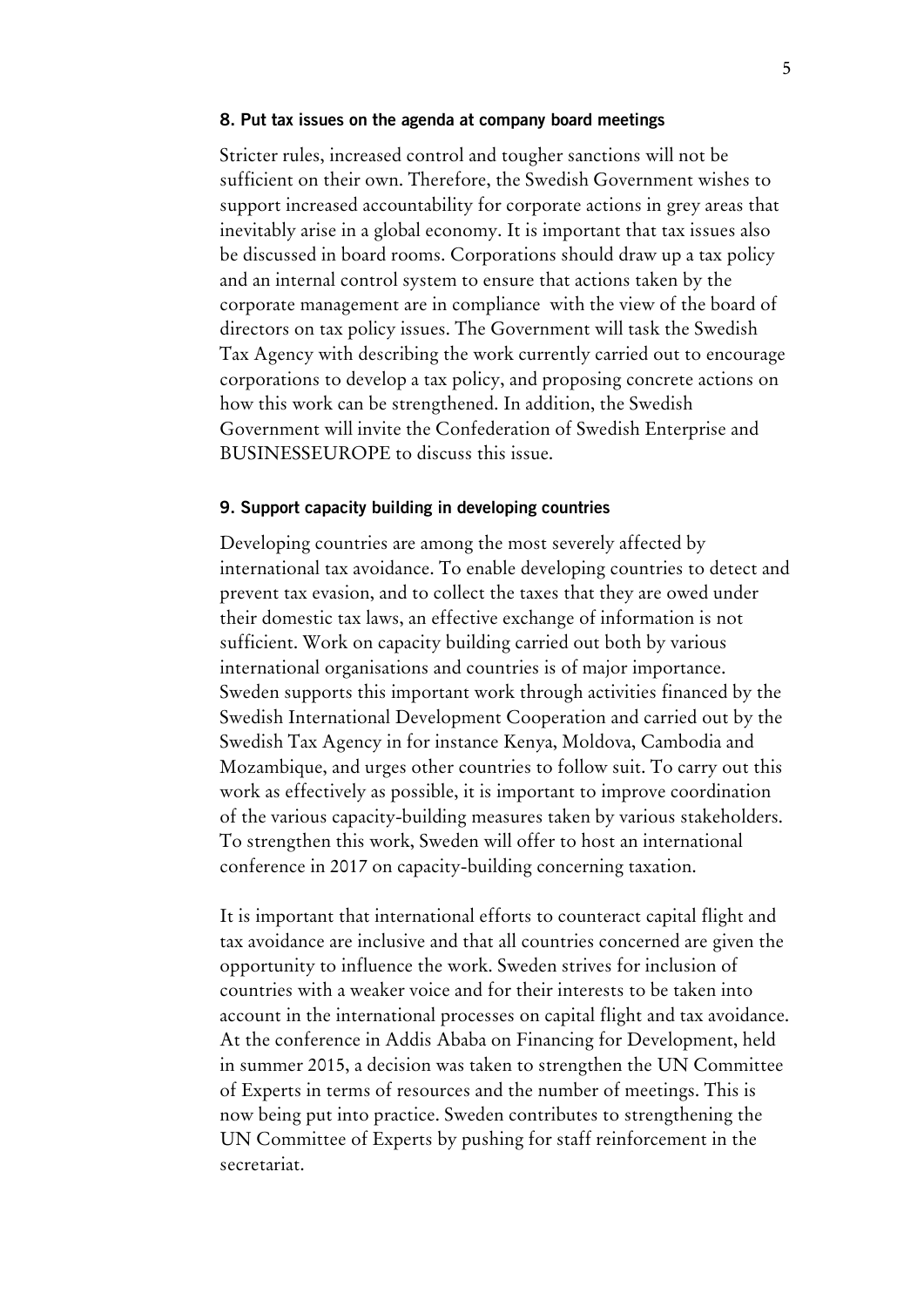### 8. Put tax issues on the agenda at company board meetings

Stricter rules, increased control and tougher sanctions will not be sufficient on their own. Therefore, the Swedish Government wishes to support increased accountability for corporate actions in grey areas that inevitably arise in a global economy. It is important that tax issues also be discussed in board rooms. Corporations should draw up a tax policy and an internal control system to ensure that actions taken by the corporate management are in compliance with the view of the board of directors on tax policy issues. The Government will task the Swedish Tax Agency with describing the work currently carried out to encourage corporations to develop a tax policy, and proposing concrete actions on how this work can be strengthened. In addition, the Swedish Government will invite the Confederation of Swedish Enterprise and BUSINESSEUROPE to discuss this issue.

### 9. Support capacity building in developing countries

Developing countries are among the most severely affected by international tax avoidance. To enable developing countries to detect and prevent tax evasion, and to collect the taxes that they are owed under their domestic tax laws, an effective exchange of information is not sufficient. Work on capacity building carried out both by various international organisations and countries is of major importance. Sweden supports this important work through activities financed by the Swedish International Development Cooperation and carried out by the Swedish Tax Agency in for instance Kenya, Moldova, Cambodia and Mozambique, and urges other countries to follow suit. To carry out this work as effectively as possible, it is important to improve coordination of the various capacity-building measures taken by various stakeholders. To strengthen this work, Sweden will offer to host an international conference in 2017 on capacity-building concerning taxation.

It is important that international efforts to counteract capital flight and tax avoidance are inclusive and that all countries concerned are given the opportunity to influence the work. Sweden strives for inclusion of countries with a weaker voice and for their interests to be taken into account in the international processes on capital flight and tax avoidance. At the conference in Addis Ababa on Financing for Development, held in summer 2015, a decision was taken to strengthen the UN Committee of Experts in terms of resources and the number of meetings. This is now being put into practice. Sweden contributes to strengthening the UN Committee of Experts by pushing for staff reinforcement in the secretariat.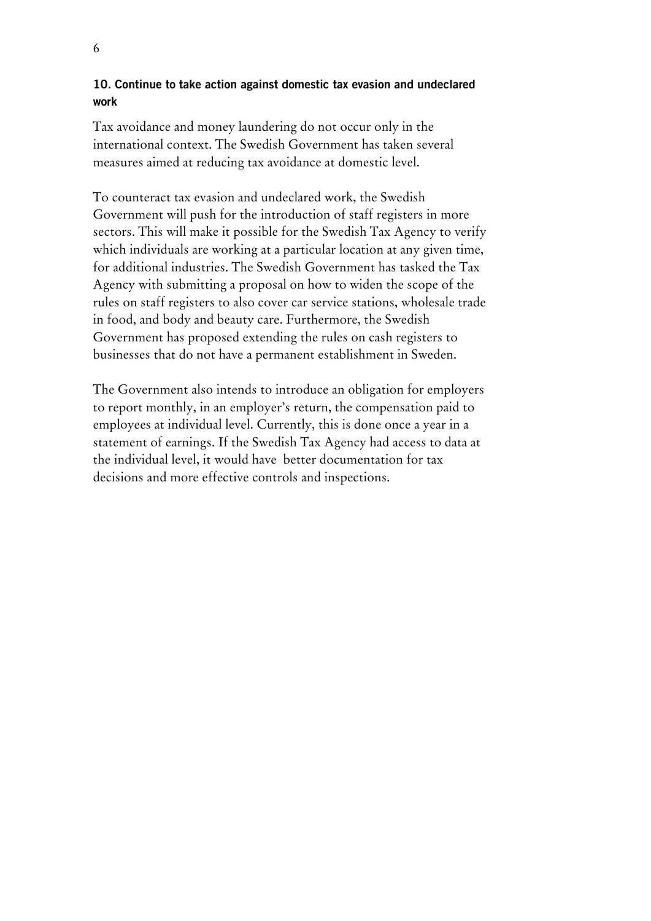### 10. Continue to take action against domestic tax evasion and undeclared work

Tax avoidance and money laundering do not occur only in the international context. The Swedish Government has taken several measures aimed at reducing tax avoidance at domestic level.

To counteract tax evasion and undeclared work, the Swedish Government will push for the introduction of staff registers in more sectors. This will make it possible for the Swedish Tax Agency to verify which individuals are working at a particular location at any given time, for additional industries. The Swedish Government has tasked the Tax Agency with submitting a proposal on how to widen the scope of the rules on staff registers to also cover car service stations, wholesale trade in food, and body and beauty care. Furthermore, the Swedish Government has proposed extending the rules on cash registers to businesses that do not have a permanent establishment in Sweden.

The Government also intends to introduce an obligation for employers to report monthly, in an employer's return, the compensation paid to employees at individual level. Currently, this is done once a year in a statement of earnings. If the Swedish Tax Agency had access to data at the individual level, it would have better documentation for tax decisions and more effective controls and inspections.